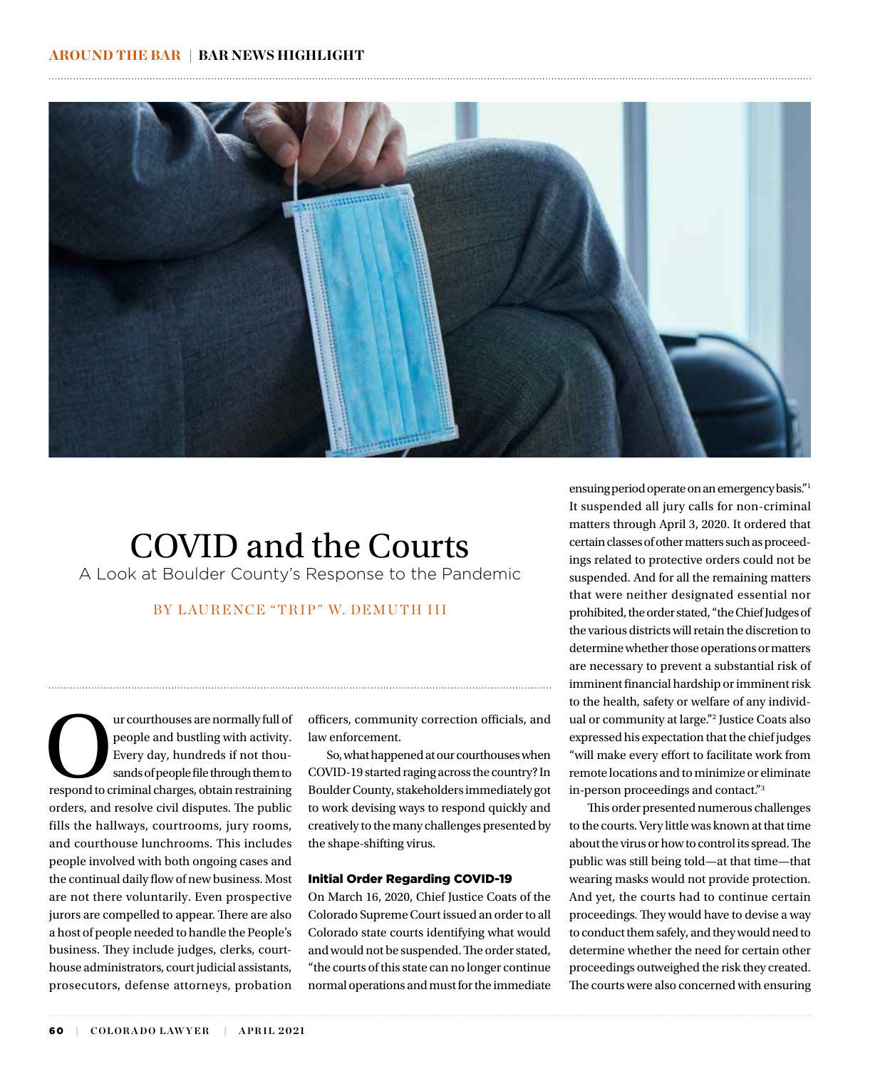# COVID and the Courts

## A Look at Boulder County's Response to the Pandemic

BY LAURENCE "TRIP" W. DEMUTH III

Our courthouses are normally full of people and bustling with activity. Every day, hundreds if not thousands of people file through them to respond to criminal charges, obtain restraining orders, and resolve civil disputes. The public fills the hallways, courtrooms, jury rooms, and courthouse lunchrooms. This includes people involved with both ongoing cases and the continual daily flow of new business. Most are not there voluntarily. Even prospective jurors are compelled to appear. There are also a host of people needed to handle the People's business. They include judges, clerks, courthouse administrators, court judicial assistants, prosecutors, defense attorneys, probation officers, community correction officials, and law enforcement.

So, what happened at our courthouses when COVID-19 started raging across the country? In Boulder County, stakeholders immediately got to work devising ways to respond quickly and creatively to the many challenges presented by the shape-shifting virus.

### Initial Order Regarding COVID-19

On March 16, 2020, Chief Justice Coats of the Colorado Supreme Court issued an order to all Colorado state courts identifying what would and would not be suspended. The order stated, "the courts of this state can no longer continue normal operations and must for the immediate ensuing period operate on an emergency basis."[1] It suspended all jury calls for non-criminal matters through April 3, 2020. It ordered that certain classes of other matters such as proceedings related to protective orders could not be suspended. And for all the remaining matters that were neither designated essential nor prohibited, the order stated, "the Chief Judges of the various districts will retain the discretion to determine whether those operations or matters are necessary to prevent a substantial risk of imminent financial hardship or imminent risk to the health, safety or welfare of any individual or community at large."[2] Justice Coats also expressed his expectation that the chief judges "will make every effort to facilitate work from remote locations and to minimize or eliminate in-person proceedings and contact."[3]

This order presented numerous challenges to the courts. Very little was known at that time about the virus or how to control its spread. The public was still being told—at that time—that wearing masks would not provide protection. And yet, the courts had to continue certain proceedings. They would have to devise a way to conduct them safely, and they would need to determine whether the need for certain other proceedings outweighed the risk they created. The courts were also concerned with ensuring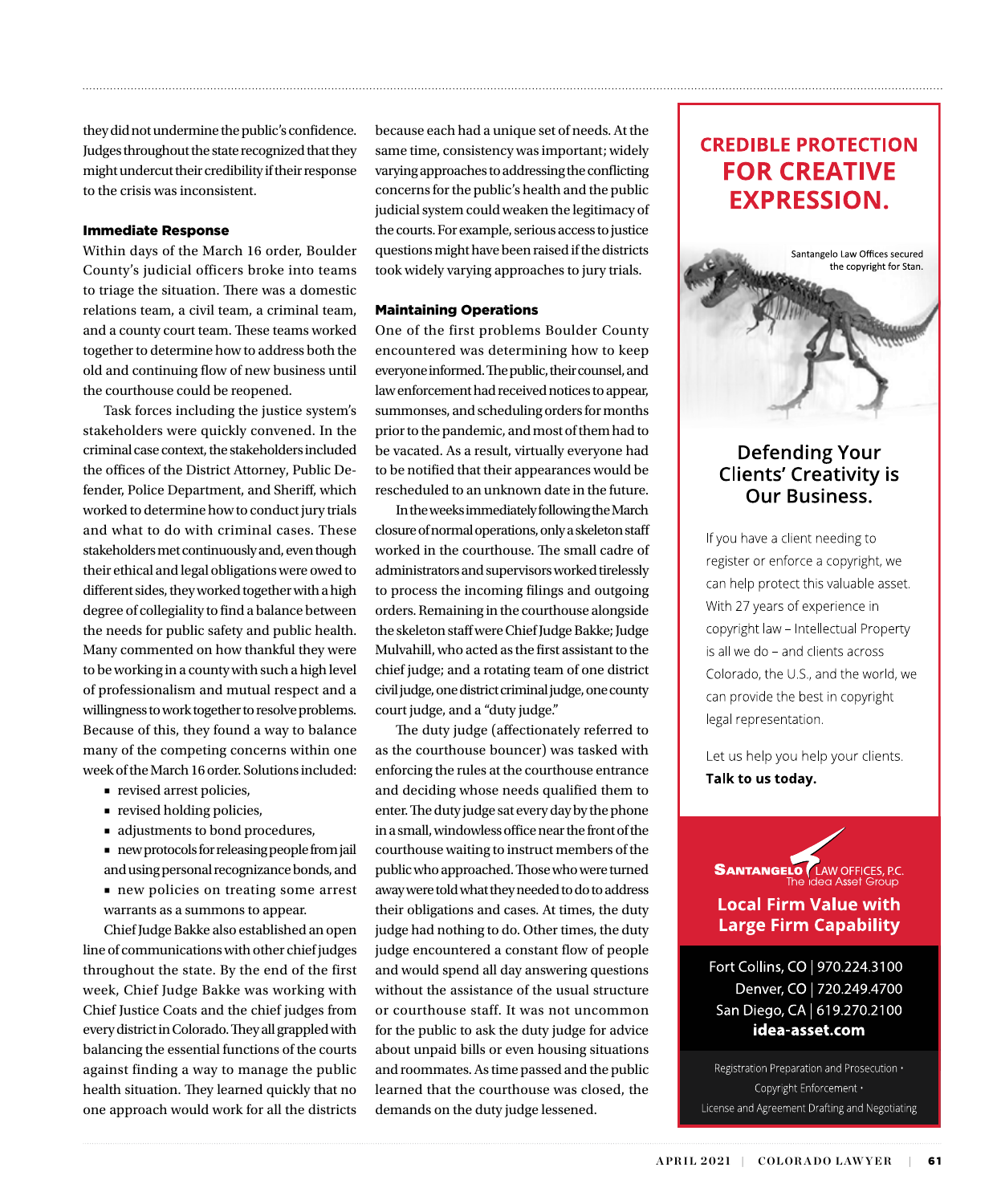they did not undermine the public's confidence. Judges throughout the state recognized that they might undercut their credibility if their response to the crisis was inconsistent.

### Immediate Response

Within days of the March 16 order, Boulder County's judicial officers broke into teams to triage the situation. There was a domestic relations team, a civil team, a criminal team, and a county court team. These teams worked together to determine how to address both the old and continuing flow of new business until the courthouse could be reopened.

Task forces including the justice system's stakeholders were quickly convened. In the criminal case context, the stakeholders included the offices of the District Attorney, Public Defender, Police Department, and Sheriff, which worked to determine how to conduct jury trials and what to do with criminal cases. These stakeholders met continuously and, even though their ethical and legal obligations were owed to different sides, they worked together with a high degree of collegiality to find a balance between the needs for public safety and public health. Many commented on how thankful they were to be working in a county with such a high level of professionalism and mutual respect and a willingness to work together to resolve problems. Because of this, they found a way to balance many of the competing concerns within one week of the March 16 order. Solutions included:

- revised arrest policies,
- revised holding policies,
- adjustments to bond procedures,
- new protocols for releasing people from jail and using personal recognizance bonds, and
- new policies on treating some arrest warrants as a summons to appear.

Chief Judge Bakke also established an open line of communications with other chief judges throughout the state. By the end of the first week, Chief Judge Bakke was working with Chief Justice Coats and the chief judges from every district in Colorado. They all grappled with balancing the essential functions of the courts against finding a way to manage the public health situation. They learned quickly that no one approach would work for all the districts because each had a unique set of needs. At the same time, consistency was important; widely varying approaches to addressing the conflicting concerns for the public's health and the public judicial system could weaken the legitimacy of the courts. For example, serious access to justice questions might have been raised if the districts took widely varying approaches to jury trials.

### Maintaining Operations

One of the first problems Boulder County encountered was determining how to keep everyone informed. The public, their counsel, and law enforcement had received notices to appear, summonses, and scheduling orders for months prior to the pandemic, and most of them had to be vacated. As a result, virtually everyone had to be notified that their appearances would be rescheduled to an unknown date in the future.

In the weeks immediately following the March closure of normal operations, only a skeleton staff worked in the courthouse. The small cadre of administrators and supervisors worked tirelessly to process the incoming filings and outgoing orders. Remaining in the courthouse alongside the skeleton staff were Chief Judge Bakke; Judge Mulvahill, who acted as the first assistant to the chief judge; and a rotating team of one district civil judge, one district criminal judge, one county court judge, and a "duty judge."

The duty judge (affectionately referred to as the courthouse bouncer) was tasked with enforcing the rules at the courthouse entrance and deciding whose needs qualified them to enter. The duty judge sat every day by the phone in a small, windowless office near the front of the courthouse waiting to instruct members of the public who approached. Those who were turned away were told what they needed to do to address their obligations and cases. At times, the duty judge had nothing to do. Other times, the duty judge encountered a constant flow of people and would spend all day answering questions without the assistance of the usual structure or courthouse staff. It was not uncommon for the public to ask the duty judge for advice about unpaid bills or even housing situations and roommates. As time passed and the public learned that the courthouse was closed, the demands on the duty judge lessened.

---

**CREDIBLE PROTECTION FOR CREATIVE EXPRESSION.**

Santangelo Law Offices secured the copyright for Stan.

**Defending Your Clients' Creativity is Our Business.**

If you have a client needing to register or enforce a copyright, we can help protect this valuable asset. With 27 years of experience in copyright law – Intellectual Property is all we do – and clients across Colorado, the U.S., and the world, we can provide the best in copyright legal representation.

Let us help you help your clients. **Talk to us today.**

SANTANGELO LAW OFFICES, P.C. The idea Asset Group

**Local Firm Value with Large Firm Capability**

Fort Collins, CO | 970.224.3100
Denver, CO | 720.249.4700
San Diego, CA | 619.270.2100
**idea-asset.com**

Registration Preparation and Prosecution • Copyright Enforcement • License and Agreement Drafting and Negotiating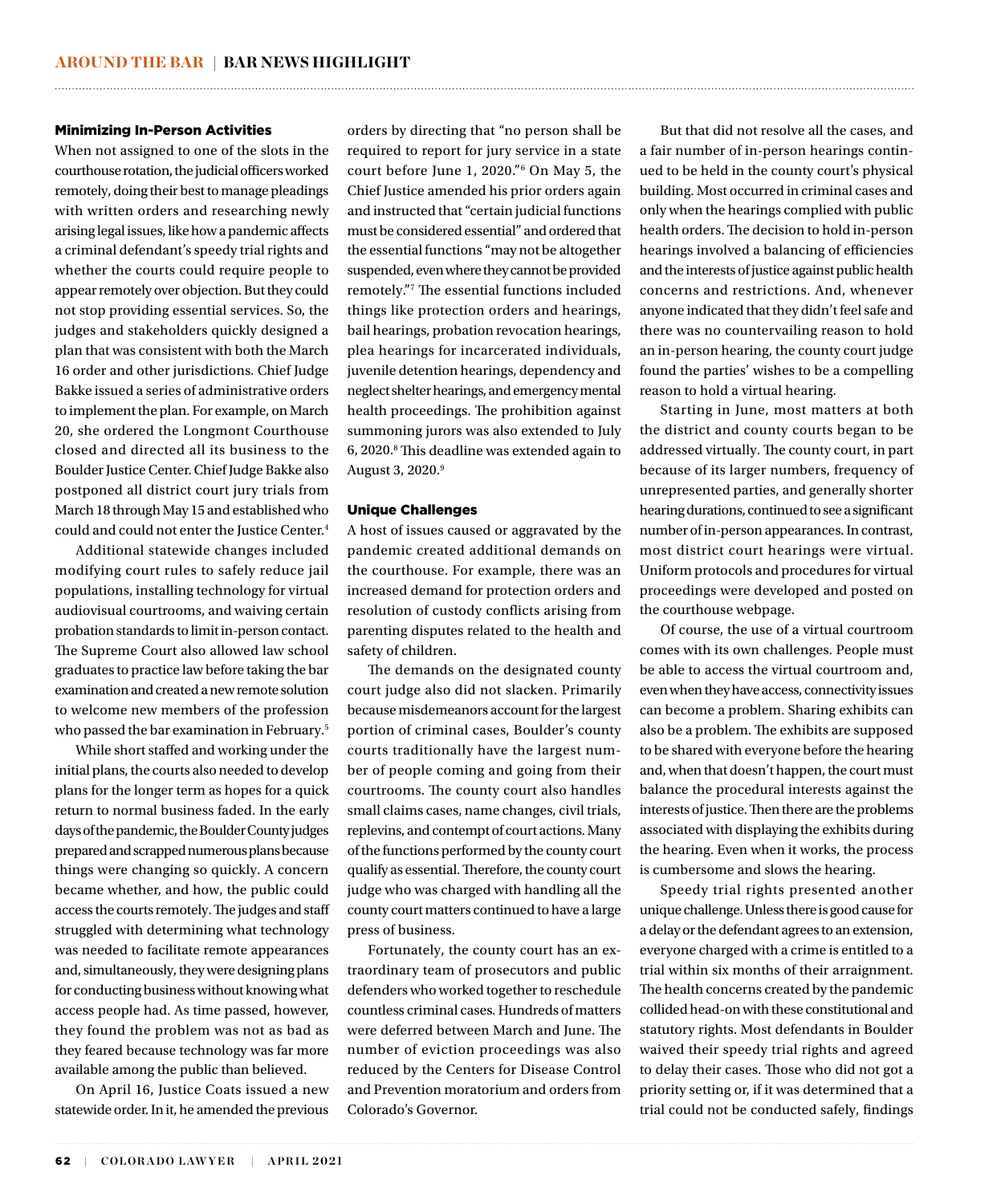### Minimizing In-Person Activities

When not assigned to one of the slots in the courthouse rotation, the judicial officers worked remotely, doing their best to manage pleadings with written orders and researching newly arising legal issues, like how a pandemic affects a criminal defendant's speedy trial rights and whether the courts could require people to appear remotely over objection. But they could not stop providing essential services. So, the judges and stakeholders quickly designed a plan that was consistent with both the March 16 order and other jurisdictions. Chief Judge Bakke issued a series of administrative orders to implement the plan. For example, on March 20, she ordered the Longmont Courthouse closed and directed all its business to the Boulder Justice Center. Chief Judge Bakke also postponed all district court jury trials from March 18 through May 15 and established who could and could not enter the Justice Center.[4]

Additional statewide changes included modifying court rules to safely reduce jail populations, installing technology for virtual audiovisual courtrooms, and waiving certain probation standards to limit in-person contact. The Supreme Court also allowed law school graduates to practice law before taking the bar examination and created a new remote solution to welcome new members of the profession who passed the bar examination in February.[5]

While short staffed and working under the initial plans, the courts also needed to develop plans for the longer term as hopes for a quick return to normal business faded. In the early days of the pandemic, the Boulder County judges prepared and scrapped numerous plans because things were changing so quickly. A concern became whether, and how, the public could access the courts remotely. The judges and staff struggled with determining what technology was needed to facilitate remote appearances and, simultaneously, they were designing plans for conducting business without knowing what access people had. As time passed, however, they found the problem was not as bad as they feared because technology was far more available among the public than believed.

On April 16, Justice Coats issued a new statewide order. In it, he amended the previous orders by directing that "no person shall be required to report for jury service in a state court before June 1, 2020."[6] On May 5, the Chief Justice amended his prior orders again and instructed that "certain judicial functions must be considered essential" and ordered that the essential functions "may not be altogether suspended, even where they cannot be provided remotely."[7] The essential functions included things like protection orders and hearings, bail hearings, probation revocation hearings, plea hearings for incarcerated individuals, juvenile detention hearings, dependency and neglect shelter hearings, and emergency mental health proceedings. The prohibition against summoning jurors was also extended to July 6, 2020.[8] This deadline was extended again to August 3, 2020.[9]

### Unique Challenges

A host of issues caused or aggravated by the pandemic created additional demands on the courthouse. For example, there was an increased demand for protection orders and resolution of custody conflicts arising from parenting disputes related to the health and safety of children.

The demands on the designated county court judge also did not slacken. Primarily because misdemeanors account for the largest portion of criminal cases, Boulder's county courts traditionally have the largest number of people coming and going from their courtrooms. The county court also handles small claims cases, name changes, civil trials, replevins, and contempt of court actions. Many of the functions performed by the county court qualify as essential. Therefore, the county court judge who was charged with handling all the county court matters continued to have a large press of business.

Fortunately, the county court has an extraordinary team of prosecutors and public defenders who worked together to reschedule countless criminal cases. Hundreds of matters were deferred between March and June. The number of eviction proceedings was also reduced by the Centers for Disease Control and Prevention moratorium and orders from Colorado's Governor.

But that did not resolve all the cases, and a fair number of in-person hearings continued to be held in the county court's physical building. Most occurred in criminal cases and only when the hearings complied with public health orders. The decision to hold in-person hearings involved a balancing of efficiencies and the interests of justice against public health concerns and restrictions. And, whenever anyone indicated that they didn't feel safe and there was no countervailing reason to hold an in-person hearing, the county court judge found the parties' wishes to be a compelling reason to hold a virtual hearing.

Starting in June, most matters at both the district and county courts began to be addressed virtually. The county court, in part because of its larger numbers, frequency of unrepresented parties, and generally shorter hearing durations, continued to see a significant number of in-person appearances. In contrast, most district court hearings were virtual. Uniform protocols and procedures for virtual proceedings were developed and posted on the courthouse webpage.

Of course, the use of a virtual courtroom comes with its own challenges. People must be able to access the virtual courtroom and, even when they have access, connectivity issues can become a problem. Sharing exhibits can also be a problem. The exhibits are supposed to be shared with everyone before the hearing and, when that doesn't happen, the court must balance the procedural interests against the interests of justice. Then there are the problems associated with displaying the exhibits during the hearing. Even when it works, the process is cumbersome and slows the hearing.

Speedy trial rights presented another unique challenge. Unless there is good cause for a delay or the defendant agrees to an extension, everyone charged with a crime is entitled to a trial within six months of their arraignment. The health concerns created by the pandemic collided head-on with these constitutional and statutory rights. Most defendants in Boulder waived their speedy trial rights and agreed to delay their cases. Those who did not got a priority setting or, if it was determined that a trial could not be conducted safely, findings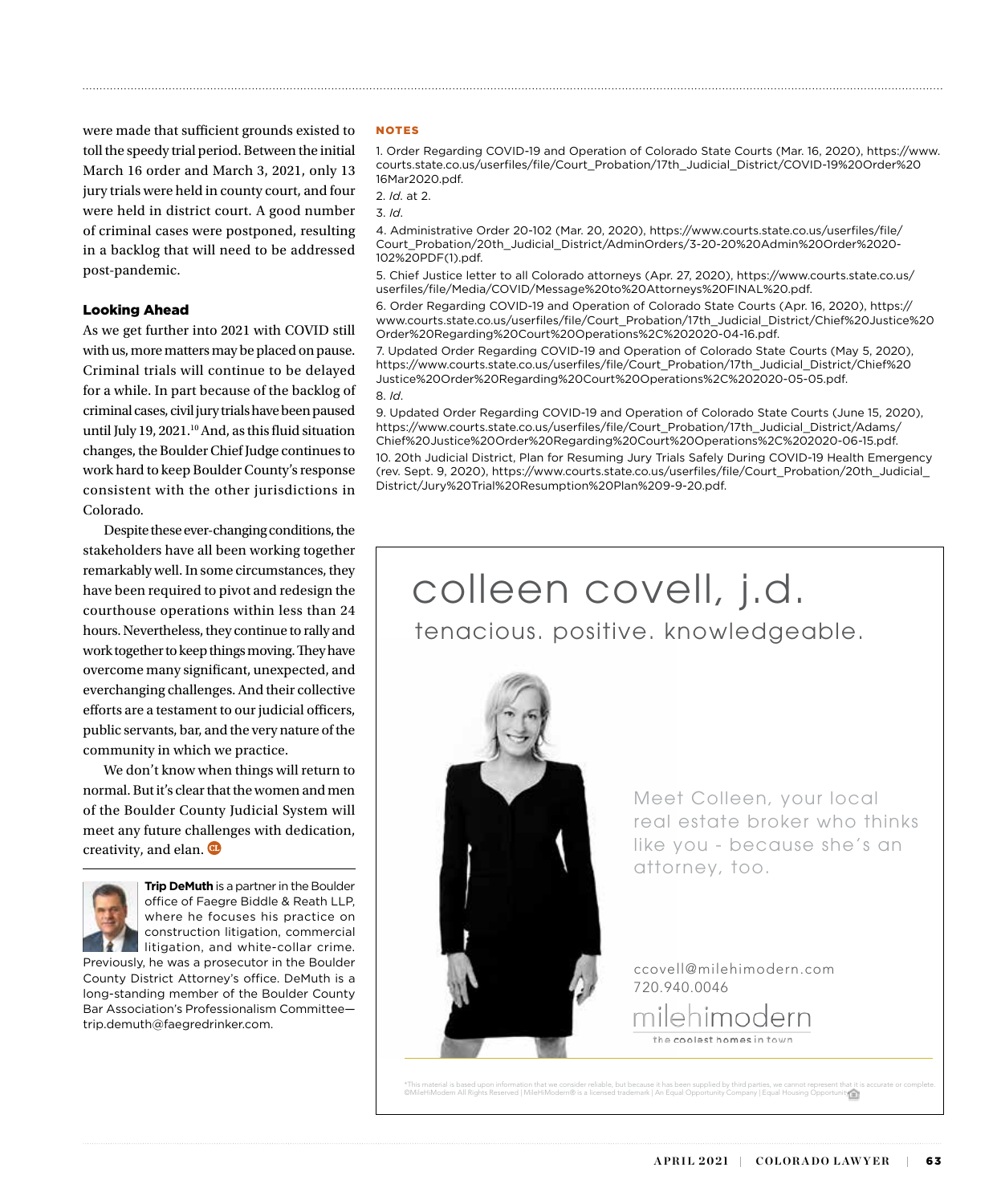were made that sufficient grounds existed to toll the speedy trial period. Between the initial March 16 order and March 3, 2021, only 13 jury trials were held in county court, and four were held in district court. A good number of criminal cases were postponed, resulting in a backlog that will need to be addressed post-pandemic.

### Looking Ahead

As we get further into 2021 with COVID still with us, more matters may be placed on pause. Criminal trials will continue to be delayed for a while. In part because of the backlog of criminal cases, civil jury trials have been paused until July 19, 2021.[10] And, as this fluid situation changes, the Boulder Chief Judge continues to work hard to keep Boulder County's response consistent with the other jurisdictions in Colorado.

Despite these ever-changing conditions, the stakeholders have all been working together remarkably well. In some circumstances, they have been required to pivot and redesign the courthouse operations within less than 24 hours. Nevertheless, they continue to rally and work together to keep things moving. They have overcome many significant, unexpected, and everchanging challenges. And their collective efforts are a testament to our judicial officers, public servants, bar, and the very nature of the community in which we practice.

We don't know when things will return to normal. But it's clear that the women and men of the Boulder County Judicial System will meet any future challenges with dedication, creativity, and elan.

**Trip DeMuth** is a partner in the Boulder office of Faegre Biddle & Reath LLP, where he focuses his practice on construction litigation, commercial litigation, and white-collar crime. Previously, he was a prosecutor in the Boulder County District Attorney's office. DeMuth is a long-standing member of the Boulder County Bar Association's Professionalism Committee—trip.demuth@faegredrinker.com.

### NOTES

1. Order Regarding COVID-19 and Operation of Colorado State Courts (Mar. 16, 2020), https://www.courts.state.co.us/userfiles/file/Court_Probation/17th_Judicial_District/COVID-19%20Order%2016Mar2020.pdf.
2. *Id.* at 2.
3. *Id.*
4. Administrative Order 20-102 (Mar. 20, 2020), https://www.courts.state.co.us/userfiles/file/Court_Probation/20th_Judicial_District/AdminOrders/3-20-20%20Admin%20Order%2020-102%20PDF(1).pdf.
5. Chief Justice letter to all Colorado attorneys (Apr. 27, 2020), https://www.courts.state.co.us/userfiles/file/Media/COVID/Message%20to%20Attorneys%20FINAL%20.pdf.
6. Order Regarding COVID-19 and Operation of Colorado State Courts (Apr. 16, 2020), https://www.courts.state.co.us/userfiles/file/Court_Probation/17th_Judicial_District/Chief%20Justice%20Order%20Regarding%20Court%20Operations%2C%202020-04-16.pdf.
7. Updated Order Regarding COVID-19 and Operation of Colorado State Courts (May 5, 2020), https://www.courts.state.co.us/userfiles/file/Court_Probation/17th_Judicial_District/Chief%20Justice%20Order%20Regarding%20Court%20Operations%2C%202020-05-05.pdf.
8. *Id.*
9. Updated Order Regarding COVID-19 and Operation of Colorado State Courts (June 15, 2020), https://www.courts.state.co.us/userfiles/file/Court_Probation/17th_Judicial_District/Adams/Chief%20Justice%20Order%20Regarding%20Court%20Operations%2C%202020-06-15.pdf.
10. 20th Judicial District, Plan for Resuming Jury Trials Safely During COVID-19 Health Emergency (rev. Sept. 9, 2020), https://www.courts.state.co.us/userfiles/file/Court_Probation/20th_Judicial_District/Jury%20Trial%20Resumption%20Plan%209-9-20.pdf.

colleen covell, j.d.

tenacious. positive. knowledgeable.

Meet Colleen, your local real estate broker who thinks like you - because she's an attorney, too.

ccovell@milehimodern.com
720.940.0046

milehimodern
the coolest homes in town

*This material is based upon information that we consider reliable, but because it has been supplied by third parties, we cannot represent that it is accurate or complete. ©MileHiModern All Rights Reserved | MileHiModern® is a licensed trademark | An Equal Opportunity Company | Equal Housing Opportunity